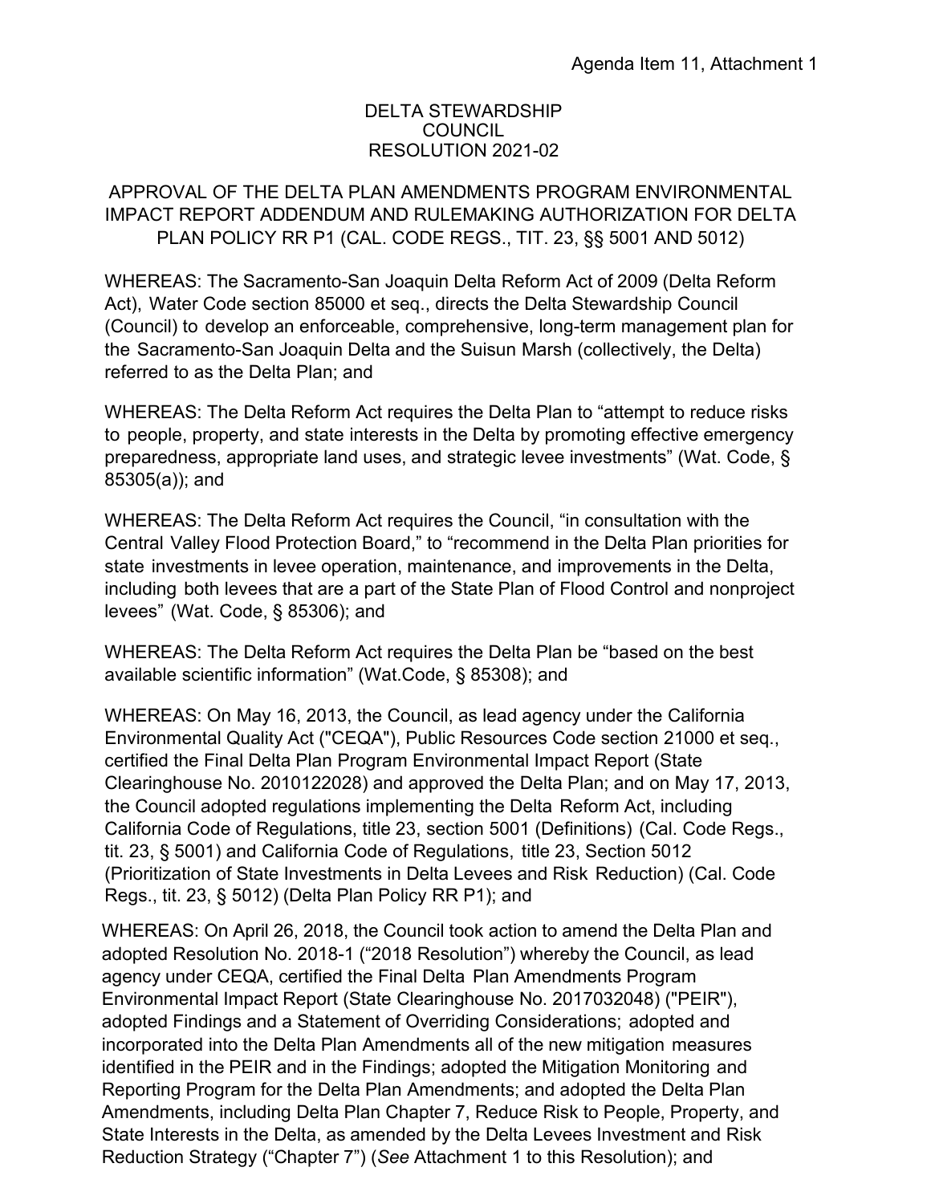Agenda Item 11, Attachment 1

# DELTA STEWARDSHIP COUNCIL
# RESOLUTION 2021-02

## APPROVAL OF THE DELTA PLAN AMENDMENTS PROGRAM ENVIRONMENTAL IMPACT REPORT ADDENDUM AND RULEMAKING AUTHORIZATION FOR DELTA PLAN POLICY RR P1 (CAL. CODE REGS., TIT. 23, §§ 5001 AND 5012)

WHEREAS: The Sacramento-San Joaquin Delta Reform Act of 2009 (Delta Reform Act), Water Code section 85000 et seq., directs the Delta Stewardship Council (Council) to develop an enforceable, comprehensive, long-term management plan for the Sacramento-San Joaquin Delta and the Suisun Marsh (collectively, the Delta) referred to as the Delta Plan; and

WHEREAS: The Delta Reform Act requires the Delta Plan to "attempt to reduce risks to people, property, and state interests in the Delta by promoting effective emergency preparedness, appropriate land uses, and strategic levee investments" (Wat. Code, § 85305(a)); and

WHEREAS: The Delta Reform Act requires the Council, "in consultation with the Central Valley Flood Protection Board," to "recommend in the Delta Plan priorities for state investments in levee operation, maintenance, and improvements in the Delta, including both levees that are a part of the State Plan of Flood Control and nonproject levees" (Wat. Code, § 85306); and

WHEREAS: The Delta Reform Act requires the Delta Plan be "based on the best available scientific information" (Wat.Code, § 85308); and

WHEREAS: On May 16, 2013, the Council, as lead agency under the California Environmental Quality Act ("CEQA"), Public Resources Code section 21000 et seq., certified the Final Delta Plan Program Environmental Impact Report (State Clearinghouse No. 2010122028) and approved the Delta Plan; and on May 17, 2013, the Council adopted regulations implementing the Delta Reform Act, including California Code of Regulations, title 23, section 5001 (Definitions) (Cal. Code Regs., tit. 23, § 5001) and California Code of Regulations, title 23, Section 5012 (Prioritization of State Investments in Delta Levees and Risk Reduction) (Cal. Code Regs., tit. 23, § 5012) (Delta Plan Policy RR P1); and

WHEREAS: On April 26, 2018, the Council took action to amend the Delta Plan and adopted Resolution No. 2018-1 ("2018 Resolution") whereby the Council, as lead agency under CEQA, certified the Final Delta Plan Amendments Program Environmental Impact Report (State Clearinghouse No. 2017032048) ("PEIR"), adopted Findings and a Statement of Overriding Considerations; adopted and incorporated into the Delta Plan Amendments all of the new mitigation measures identified in the PEIR and in the Findings; adopted the Mitigation Monitoring and Reporting Program for the Delta Plan Amendments; and adopted the Delta Plan Amendments, including Delta Plan Chapter 7, Reduce Risk to People, Property, and State Interests in the Delta, as amended by the Delta Levees Investment and Risk Reduction Strategy ("Chapter 7") (*See* Attachment 1 to this Resolution); and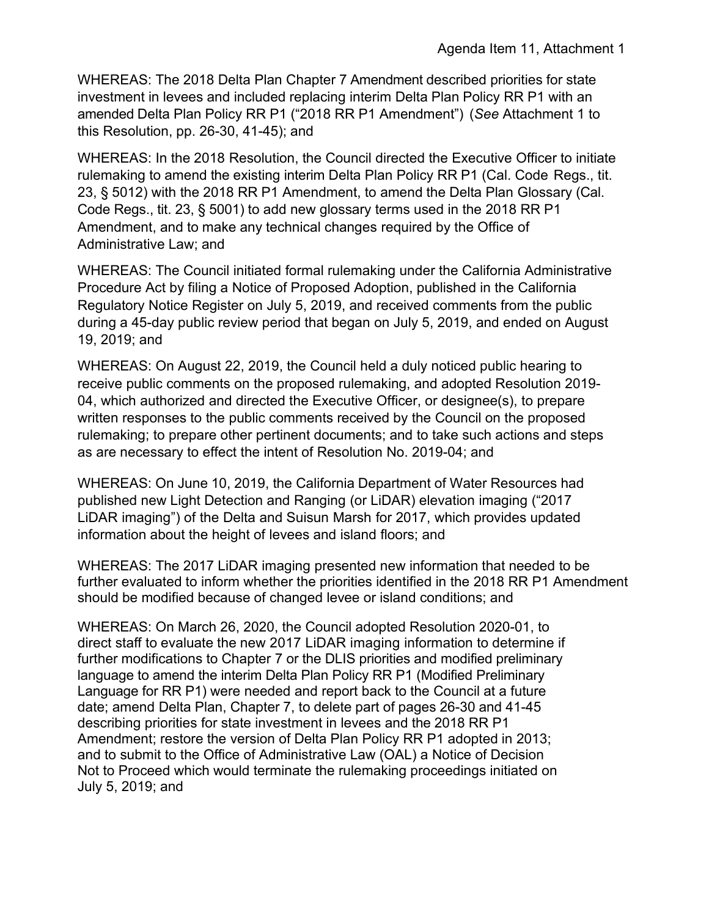WHEREAS: The 2018 Delta Plan Chapter 7 Amendment described priorities for state investment in levees and included replacing interim Delta Plan Policy RR P1 with an amended Delta Plan Policy RR P1 ("2018 RR P1 Amendment") (*See* Attachment 1 to this Resolution, pp. 26-30, 41-45); and

WHEREAS: In the 2018 Resolution, the Council directed the Executive Officer to initiate rulemaking to amend the existing interim Delta Plan Policy RR P1 (Cal. Code Regs., tit. 23, § 5012) with the 2018 RR P1 Amendment, to amend the Delta Plan Glossary (Cal. Code Regs., tit. 23, § 5001) to add new glossary terms used in the 2018 RR P1 Amendment, and to make any technical changes required by the Office of Administrative Law; and

WHEREAS: The Council initiated formal rulemaking under the California Administrative Procedure Act by filing a Notice of Proposed Adoption, published in the California Regulatory Notice Register on July 5, 2019, and received comments from the public during a 45-day public review period that began on July 5, 2019, and ended on August 19, 2019; and

WHEREAS: On August 22, 2019, the Council held a duly noticed public hearing to receive public comments on the proposed rulemaking, and adopted Resolution 2019-04, which authorized and directed the Executive Officer, or designee(s), to prepare written responses to the public comments received by the Council on the proposed rulemaking; to prepare other pertinent documents; and to take such actions and steps as are necessary to effect the intent of Resolution No. 2019-04; and

WHEREAS: On June 10, 2019, the California Department of Water Resources had published new Light Detection and Ranging (or LiDAR) elevation imaging ("2017 LiDAR imaging") of the Delta and Suisun Marsh for 2017, which provides updated information about the height of levees and island floors; and

WHEREAS: The 2017 LiDAR imaging presented new information that needed to be further evaluated to inform whether the priorities identified in the 2018 RR P1 Amendment should be modified because of changed levee or island conditions; and

WHEREAS: On March 26, 2020, the Council adopted Resolution 2020-01, to direct staff to evaluate the new 2017 LiDAR imaging information to determine if further modifications to Chapter 7 or the DLIS priorities and modified preliminary language to amend the interim Delta Plan Policy RR P1 (Modified Preliminary Language for RR P1) were needed and report back to the Council at a future date; amend Delta Plan, Chapter 7, to delete part of pages 26-30 and 41-45 describing priorities for state investment in levees and the 2018 RR P1 Amendment; restore the version of Delta Plan Policy RR P1 adopted in 2013; and to submit to the Office of Administrative Law (OAL) a Notice of Decision Not to Proceed which would terminate the rulemaking proceedings initiated on July 5, 2019; and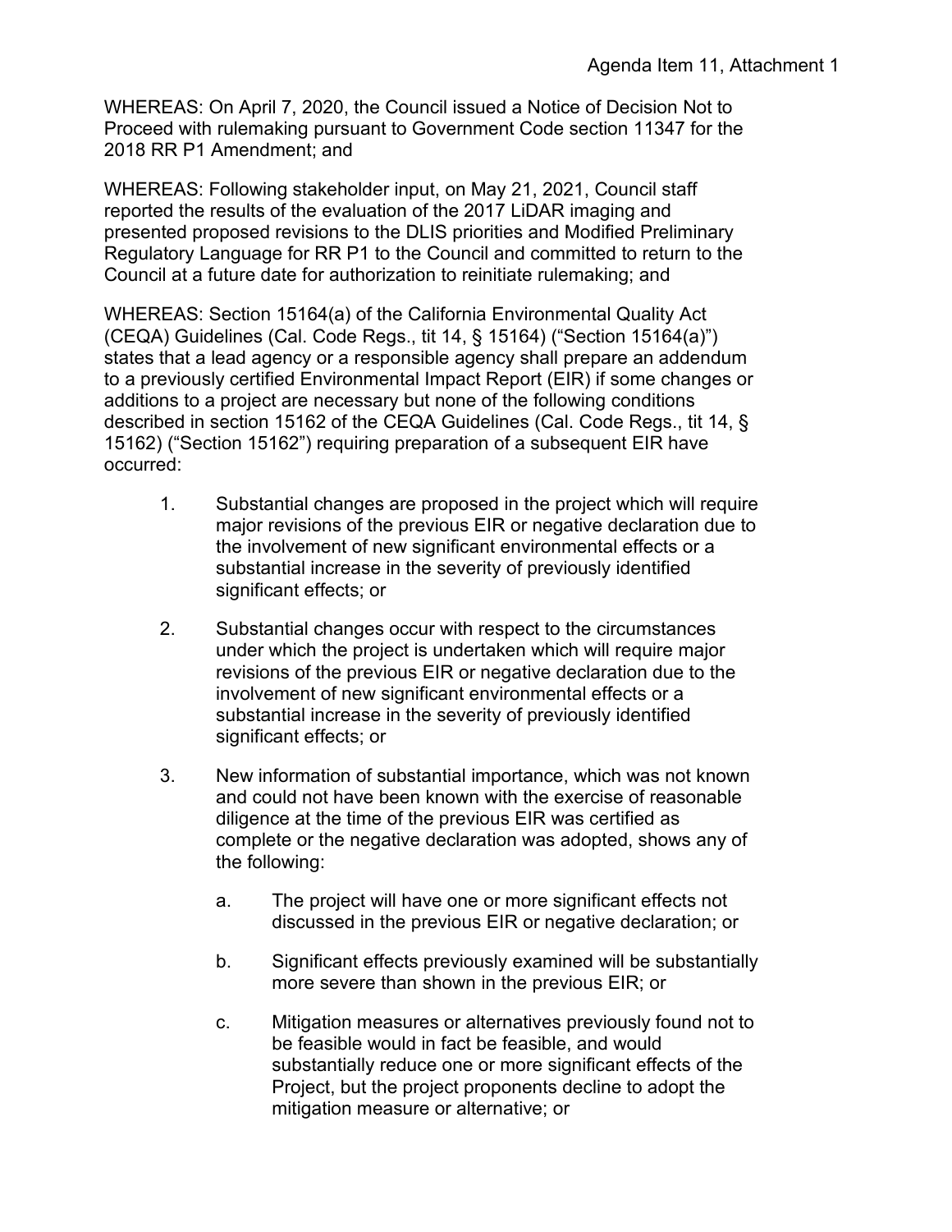WHEREAS: On April 7, 2020, the Council issued a Notice of Decision Not to Proceed with rulemaking pursuant to Government Code section 11347 for the 2018 RR P1 Amendment; and

WHEREAS: Following stakeholder input, on May 21, 2021, Council staff reported the results of the evaluation of the 2017 LiDAR imaging and presented proposed revisions to the DLIS priorities and Modified Preliminary Regulatory Language for RR P1 to the Council and committed to return to the Council at a future date for authorization to reinitiate rulemaking; and

WHEREAS: Section 15164(a) of the California Environmental Quality Act (CEQA) Guidelines (Cal. Code Regs., tit 14, § 15164) ("Section 15164(a)") states that a lead agency or a responsible agency shall prepare an addendum to a previously certified Environmental Impact Report (EIR) if some changes or additions to a project are necessary but none of the following conditions described in section 15162 of the CEQA Guidelines (Cal. Code Regs., tit 14, § 15162) ("Section 15162") requiring preparation of a subsequent EIR have occurred:

1. Substantial changes are proposed in the project which will require major revisions of the previous EIR or negative declaration due to the involvement of new significant environmental effects or a substantial increase in the severity of previously identified significant effects; or

2. Substantial changes occur with respect to the circumstances under which the project is undertaken which will require major revisions of the previous EIR or negative declaration due to the involvement of new significant environmental effects or a substantial increase in the severity of previously identified significant effects; or

3. New information of substantial importance, which was not known and could not have been known with the exercise of reasonable diligence at the time of the previous EIR was certified as complete or the negative declaration was adopted, shows any of the following:

   a. The project will have one or more significant effects not discussed in the previous EIR or negative declaration; or

   b. Significant effects previously examined will be substantially more severe than shown in the previous EIR; or

   c. Mitigation measures or alternatives previously found not to be feasible would in fact be feasible, and would substantially reduce one or more significant effects of the Project, but the project proponents decline to adopt the mitigation measure or alternative; or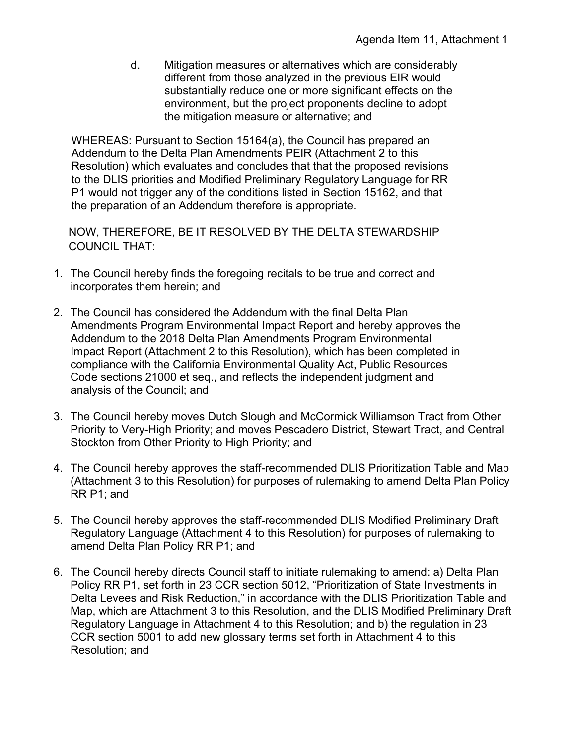d. Mitigation measures or alternatives which are considerably different from those analyzed in the previous EIR would substantially reduce one or more significant effects on the environment, but the project proponents decline to adopt the mitigation measure or alternative; and

WHEREAS: Pursuant to Section 15164(a), the Council has prepared an Addendum to the Delta Plan Amendments PEIR (Attachment 2 to this Resolution) which evaluates and concludes that that the proposed revisions to the DLIS priorities and Modified Preliminary Regulatory Language for RR P1 would not trigger any of the conditions listed in Section 15162, and that the preparation of an Addendum therefore is appropriate.

NOW, THEREFORE, BE IT RESOLVED BY THE DELTA STEWARDSHIP COUNCIL THAT:

1. The Council hereby finds the foregoing recitals to be true and correct and incorporates them herein; and

2. The Council has considered the Addendum with the final Delta Plan Amendments Program Environmental Impact Report and hereby approves the Addendum to the 2018 Delta Plan Amendments Program Environmental Impact Report (Attachment 2 to this Resolution), which has been completed in compliance with the California Environmental Quality Act, Public Resources Code sections 21000 et seq., and reflects the independent judgment and analysis of the Council; and

3. The Council hereby moves Dutch Slough and McCormick Williamson Tract from Other Priority to Very-High Priority; and moves Pescadero District, Stewart Tract, and Central Stockton from Other Priority to High Priority; and

4. The Council hereby approves the staff-recommended DLIS Prioritization Table and Map (Attachment 3 to this Resolution) for purposes of rulemaking to amend Delta Plan Policy RR P1; and

5. The Council hereby approves the staff-recommended DLIS Modified Preliminary Draft Regulatory Language (Attachment 4 to this Resolution) for purposes of rulemaking to amend Delta Plan Policy RR P1; and

6. The Council hereby directs Council staff to initiate rulemaking to amend: a) Delta Plan Policy RR P1, set forth in 23 CCR section 5012, "Prioritization of State Investments in Delta Levees and Risk Reduction," in accordance with the DLIS Prioritization Table and Map, which are Attachment 3 to this Resolution, and the DLIS Modified Preliminary Draft Regulatory Language in Attachment 4 to this Resolution; and b) the regulation in 23 CCR section 5001 to add new glossary terms set forth in Attachment 4 to this Resolution; and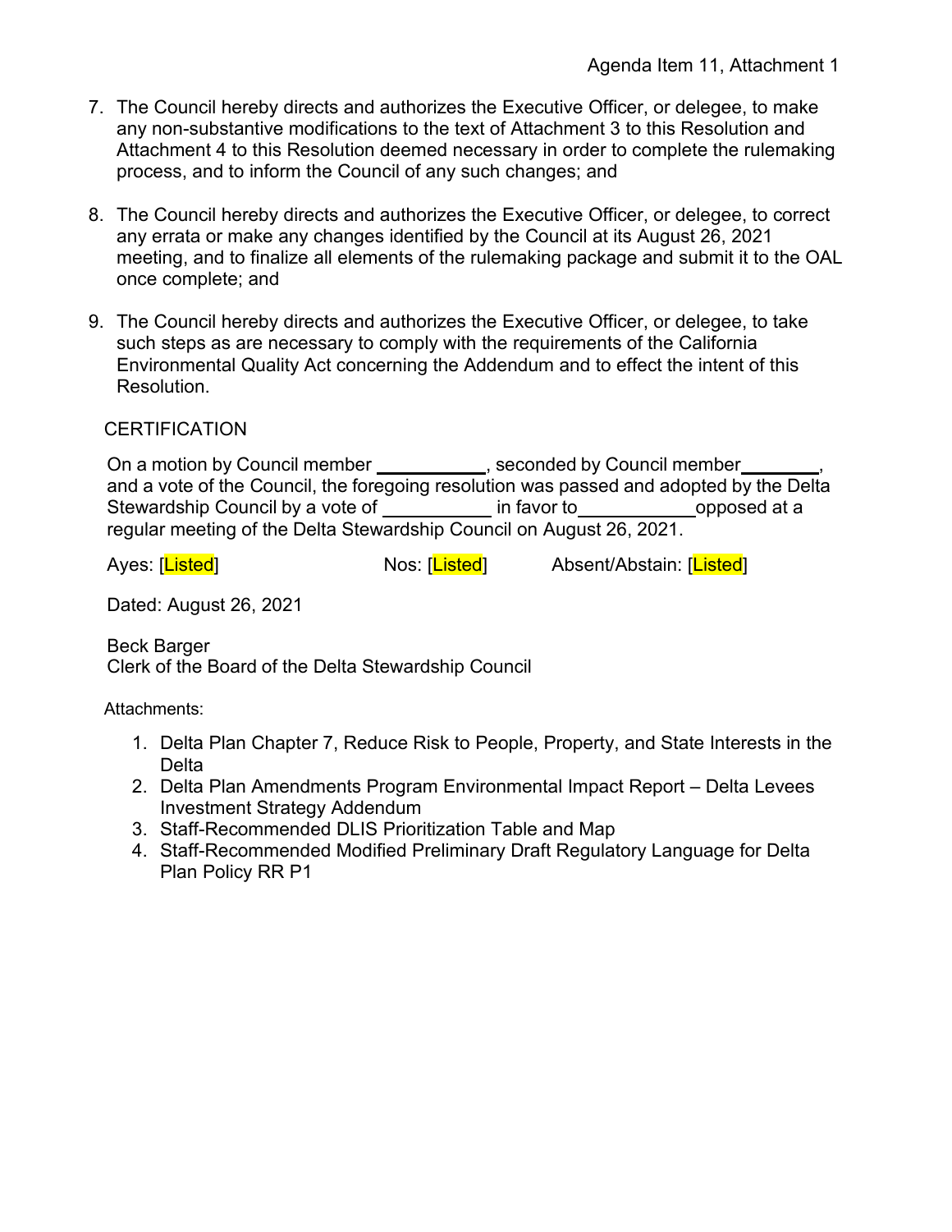7. The Council hereby directs and authorizes the Executive Officer, or delegee, to make any non-substantive modifications to the text of Attachment 3 to this Resolution and Attachment 4 to this Resolution deemed necessary in order to complete the rulemaking process, and to inform the Council of any such changes; and

8. The Council hereby directs and authorizes the Executive Officer, or delegee, to correct any errata or make any changes identified by the Council at its August 26, 2021 meeting, and to finalize all elements of the rulemaking package and submit it to the OAL once complete; and

9. The Council hereby directs and authorizes the Executive Officer, or delegee, to take such steps as are necessary to comply with the requirements of the California Environmental Quality Act concerning the Addendum and to effect the intent of this Resolution.

CERTIFICATION

On a motion by Council member ___________, seconded by Council member ________, and a vote of the Council, the foregoing resolution was passed and adopted by the Delta Stewardship Council by a vote of ___________ in favor to ___________ opposed at a regular meeting of the Delta Stewardship Council on August 26, 2021.

Ayes: [Listed] Nos: [Listed] Absent/Abstain: [Listed]

Dated: August 26, 2021

Beck Barger
Clerk of the Board of the Delta Stewardship Council

Attachments:

1. Delta Plan Chapter 7, Reduce Risk to People, Property, and State Interests in the Delta
2. Delta Plan Amendments Program Environmental Impact Report – Delta Levees Investment Strategy Addendum
3. Staff-Recommended DLIS Prioritization Table and Map
4. Staff-Recommended Modified Preliminary Draft Regulatory Language for Delta Plan Policy RR P1